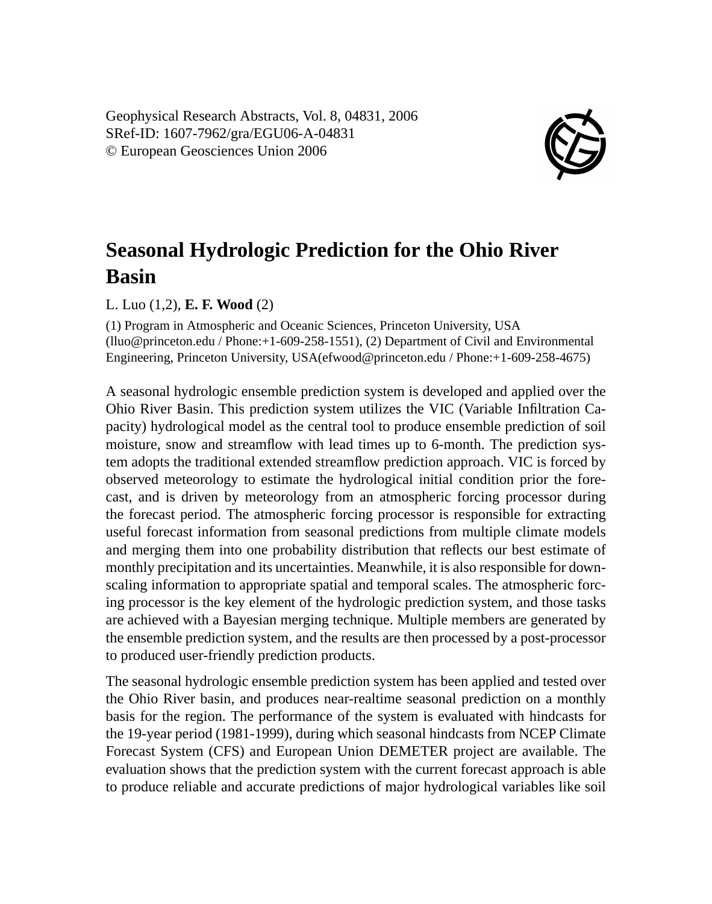Geophysical Research Abstracts, Vol. 8, 04831, 2006
SRef-ID: 1607-7962/gra/EGU06-A-04831
© European Geosciences Union 2006

# Seasonal Hydrologic Prediction for the Ohio River Basin

L. Luo (1,2), **E. F. Wood** (2)

(1) Program in Atmospheric and Oceanic Sciences, Princeton University, USA (lluo@princeton.edu / Phone:+1-609-258-1551), (2) Department of Civil and Environmental Engineering, Princeton University, USA(efwood@princeton.edu / Phone:+1-609-258-4675)

A seasonal hydrologic ensemble prediction system is developed and applied over the Ohio River Basin. This prediction system utilizes the VIC (Variable Infiltration Capacity) hydrological model as the central tool to produce ensemble prediction of soil moisture, snow and streamflow with lead times up to 6-month. The prediction system adopts the traditional extended streamflow prediction approach. VIC is forced by observed meteorology to estimate the hydrological initial condition prior the forecast, and is driven by meteorology from an atmospheric forcing processor during the forecast period. The atmospheric forcing processor is responsible for extracting useful forecast information from seasonal predictions from multiple climate models and merging them into one probability distribution that reflects our best estimate of monthly precipitation and its uncertainties. Meanwhile, it is also responsible for downscaling information to appropriate spatial and temporal scales. The atmospheric forcing processor is the key element of the hydrologic prediction system, and those tasks are achieved with a Bayesian merging technique. Multiple members are generated by the ensemble prediction system, and the results are then processed by a post-processor to produced user-friendly prediction products.

The seasonal hydrologic ensemble prediction system has been applied and tested over the Ohio River basin, and produces near-realtime seasonal prediction on a monthly basis for the region. The performance of the system is evaluated with hindcasts for the 19-year period (1981-1999), during which seasonal hindcasts from NCEP Climate Forecast System (CFS) and European Union DEMETER project are available. The evaluation shows that the prediction system with the current forecast approach is able to produce reliable and accurate predictions of major hydrological variables like soil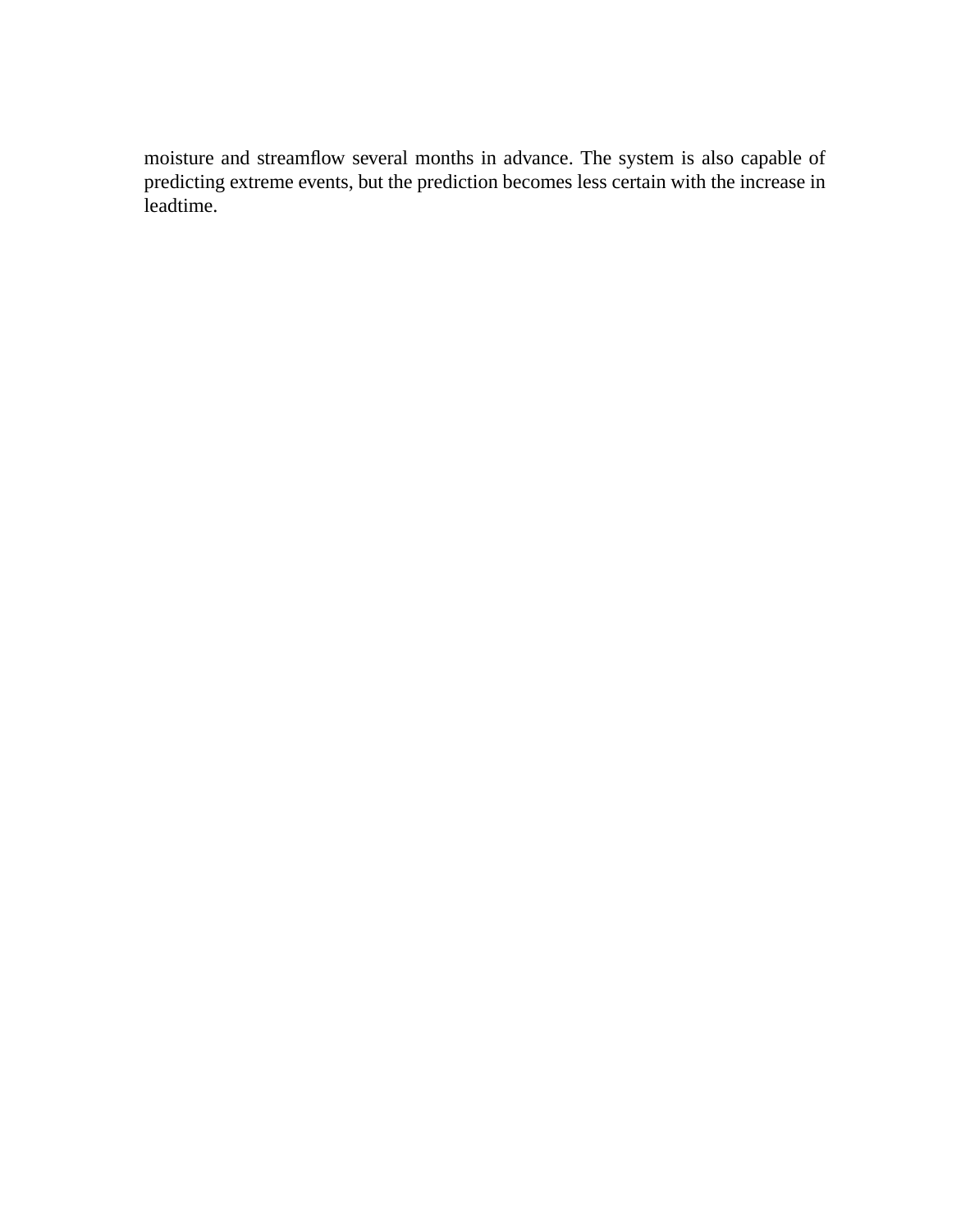moisture and streamflow several months in advance. The system is also capable of predicting extreme events, but the prediction becomes less certain with the increase in leadtime.